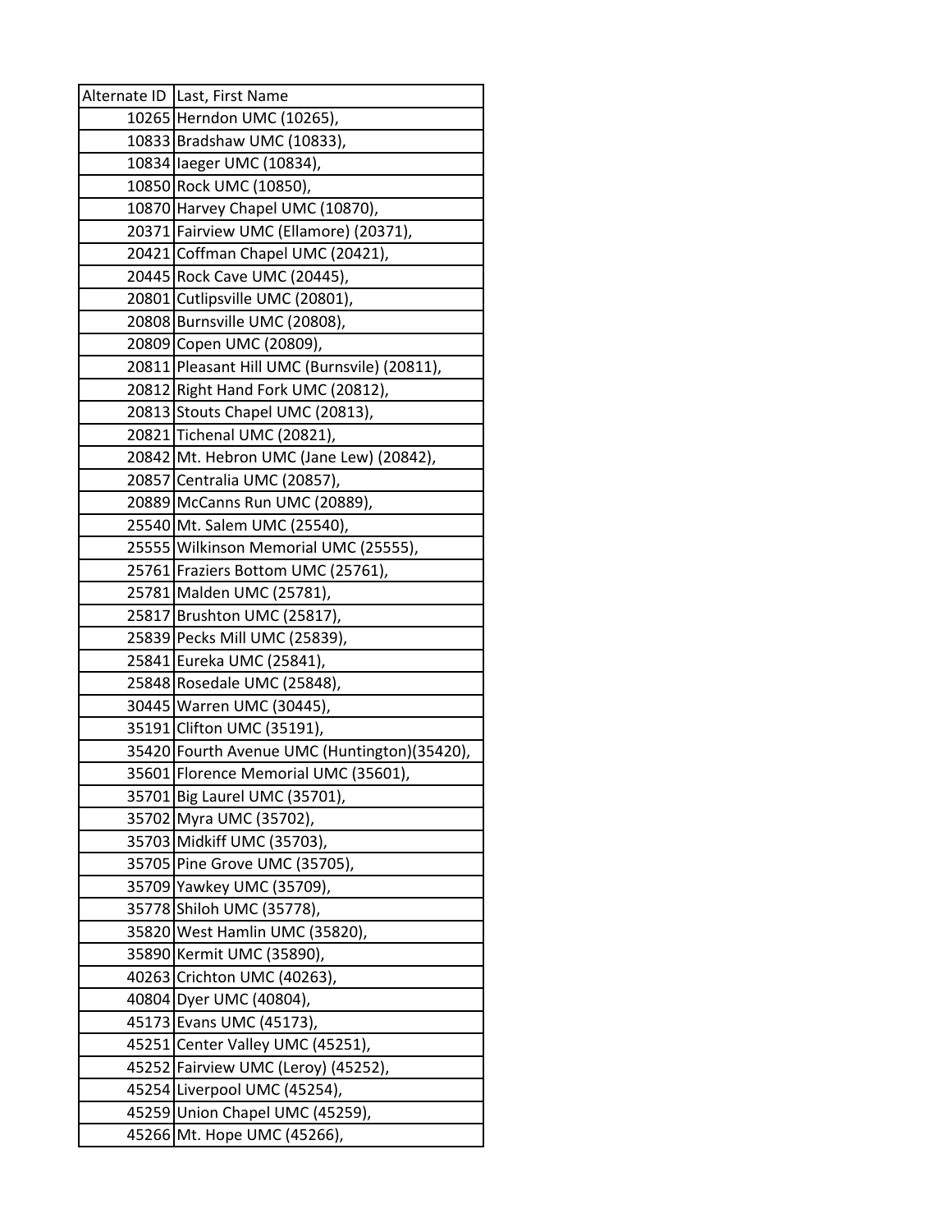| Alternate ID | Last, First Name |
| --- | --- |
| 10265 | Herndon UMC (10265), |
| 10833 | Bradshaw UMC (10833), |
| 10834 | Iaeger UMC (10834), |
| 10850 | Rock UMC (10850), |
| 10870 | Harvey Chapel UMC (10870), |
| 20371 | Fairview UMC (Ellamore) (20371), |
| 20421 | Coffman Chapel UMC (20421), |
| 20445 | Rock Cave UMC (20445), |
| 20801 | Cutlipsville UMC (20801), |
| 20808 | Burnsville UMC (20808), |
| 20809 | Copen UMC (20809), |
| 20811 | Pleasant Hill UMC (Burnsvile) (20811), |
| 20812 | Right Hand Fork UMC (20812), |
| 20813 | Stouts Chapel UMC (20813), |
| 20821 | Tichenal UMC (20821), |
| 20842 | Mt. Hebron UMC (Jane Lew) (20842), |
| 20857 | Centralia UMC (20857), |
| 20889 | McCanns Run UMC (20889), |
| 25540 | Mt. Salem UMC (25540), |
| 25555 | Wilkinson Memorial UMC (25555), |
| 25761 | Fraziers Bottom UMC (25761), |
| 25781 | Malden UMC (25781), |
| 25817 | Brushton UMC (25817), |
| 25839 | Pecks Mill UMC (25839), |
| 25841 | Eureka UMC (25841), |
| 25848 | Rosedale UMC (25848), |
| 30445 | Warren UMC (30445), |
| 35191 | Clifton UMC (35191), |
| 35420 | Fourth Avenue UMC (Huntington)(35420), |
| 35601 | Florence Memorial UMC (35601), |
| 35701 | Big Laurel UMC (35701), |
| 35702 | Myra UMC (35702), |
| 35703 | Midkiff UMC (35703), |
| 35705 | Pine Grove UMC (35705), |
| 35709 | Yawkey UMC (35709), |
| 35778 | Shiloh UMC (35778), |
| 35820 | West Hamlin UMC (35820), |
| 35890 | Kermit UMC (35890), |
| 40263 | Crichton UMC (40263), |
| 40804 | Dyer UMC (40804), |
| 45173 | Evans UMC (45173), |
| 45251 | Center Valley UMC (45251), |
| 45252 | Fairview UMC (Leroy) (45252), |
| 45254 | Liverpool UMC (45254), |
| 45259 | Union Chapel UMC (45259), |
| 45266 | Mt. Hope UMC (45266), |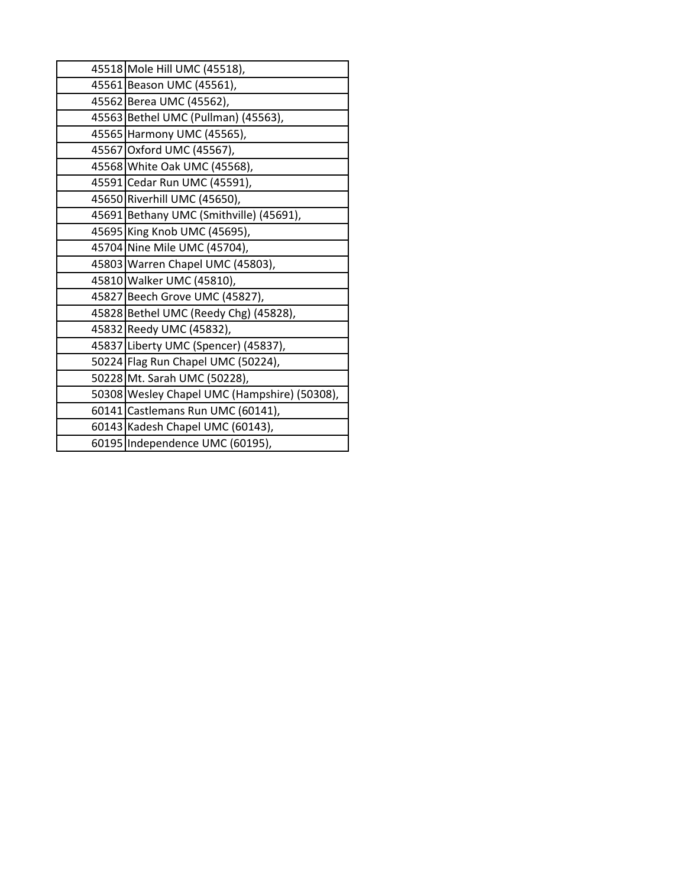| | |
|---|---|
| 45518 | Mole Hill UMC (45518), |
| 45561 | Beason UMC (45561), |
| 45562 | Berea UMC (45562), |
| 45563 | Bethel UMC (Pullman) (45563), |
| 45565 | Harmony UMC (45565), |
| 45567 | Oxford UMC (45567), |
| 45568 | White Oak UMC (45568), |
| 45591 | Cedar Run UMC (45591), |
| 45650 | Riverhill UMC (45650), |
| 45691 | Bethany UMC (Smithville) (45691), |
| 45695 | King Knob UMC (45695), |
| 45704 | Nine Mile UMC (45704), |
| 45803 | Warren Chapel UMC (45803), |
| 45810 | Walker UMC (45810), |
| 45827 | Beech Grove UMC (45827), |
| 45828 | Bethel UMC (Reedy Chg) (45828), |
| 45832 | Reedy UMC (45832), |
| 45837 | Liberty UMC (Spencer) (45837), |
| 50224 | Flag Run Chapel UMC (50224), |
| 50228 | Mt. Sarah UMC (50228), |
| 50308 | Wesley Chapel UMC (Hampshire) (50308), |
| 60141 | Castlemans Run UMC (60141), |
| 60143 | Kadesh Chapel UMC (60143), |
| 60195 | Independence UMC (60195), |